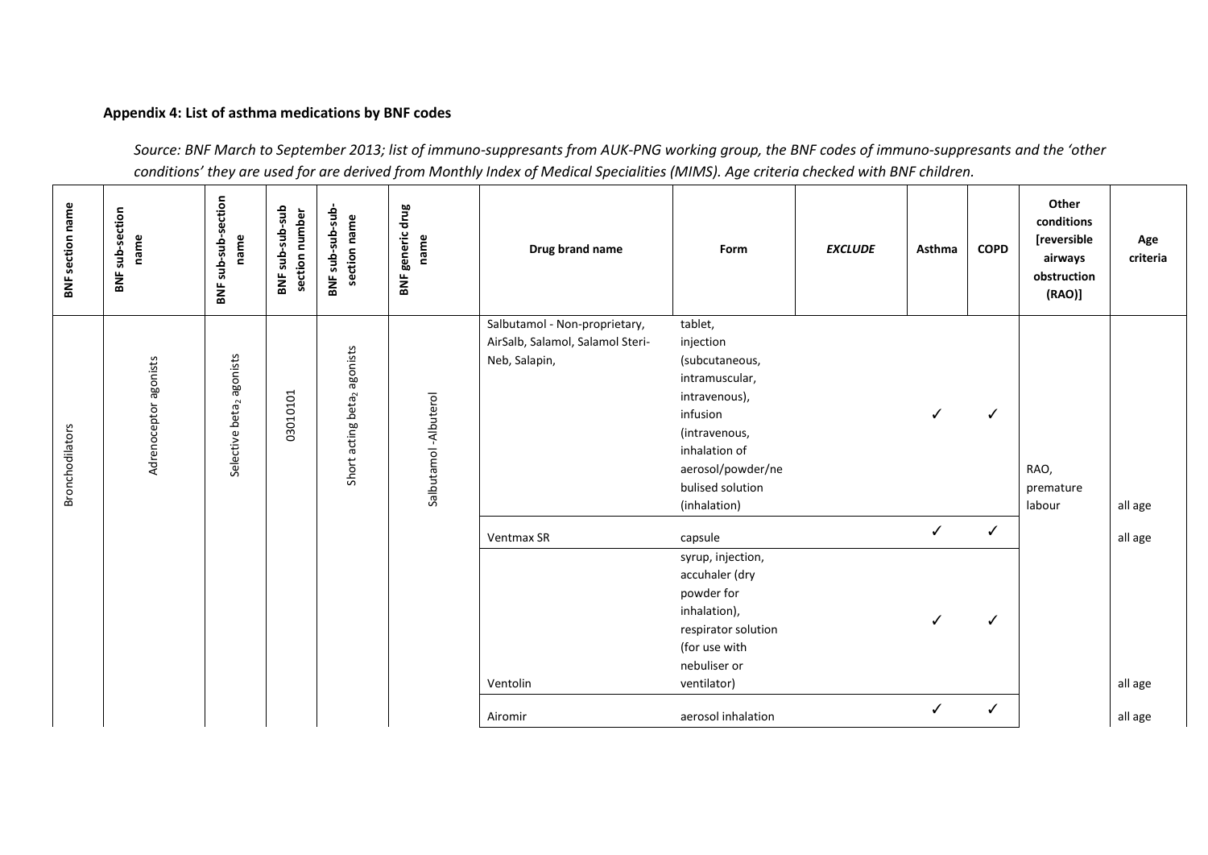**Appendix 4: List of asthma medications by BNF codes**

*Source: BNF March to September 2013; list of immuno-suppresants from AUK-PNG working group, the BNF codes of immuno-suppresants and the 'other conditions' they are used for are derived from Monthly Index of Medical Specialities (MIMS). Age criteria checked with BNF children.*

| BNF section name | BNF sub-section name | BNF sub-sub-section name | BNF sub-sub-sub section number | BNF sub-sub-sub-section name | BNF generic drug name | Drug brand name | Form | *EXCLUDE* | Asthma | COPD | Other conditions [reversible airways obstruction (RAO)] | Age criteria |
|---|---|---|---|---|---|---|---|---|---|---|---|---|
| Bronchodilators | Adrenoceptor agonists | Selective $beta_2$ agonists | 03010101 | Short acting $beta_2$ agonists | Salbutamol -Albuterol | Salbutamol - Non-proprietary, AirSalb, Salamol, Salamol Steri-Neb, Salapin, | tablet, injection (subcutaneous, intramuscular, intravenous), infusion (intravenous, inhalation of aerosol/powder/nebulised solution (inhalation) | | ✓ | ✓ | RAO, premature labour | all age |
| | | | | | | Ventmax SR | capsule | | ✓ | ✓ | | all age |
| | | | | | | Ventolin | syrup, injection, accuhaler (dry powder for inhalation), respirator solution (for use with nebuliser or ventilator) | | ✓ | ✓ | | all age |
| | | | | | | Airomir | aerosol inhalation | | ✓ | ✓ | | all age |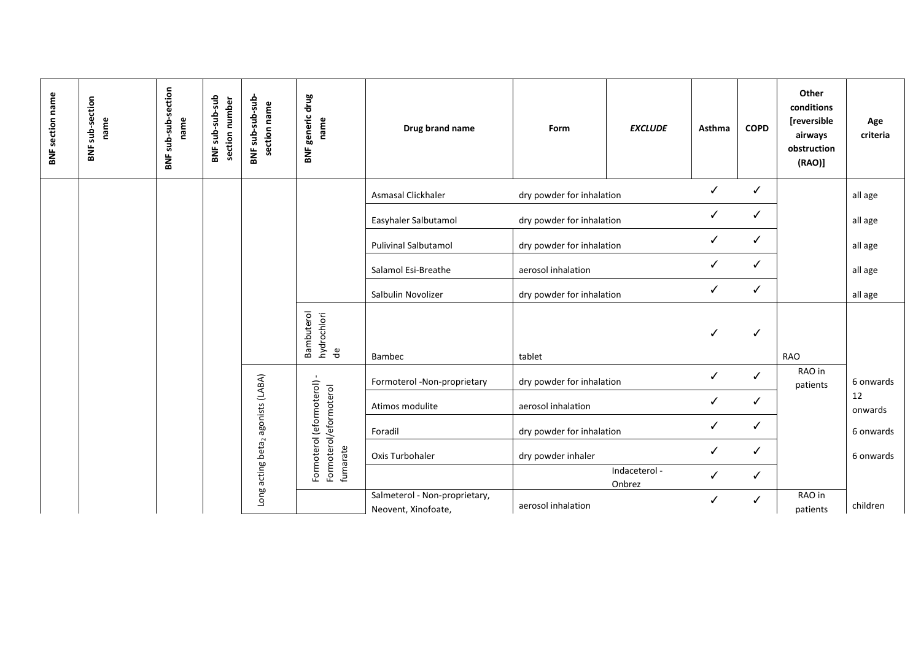| BNF section name | BNF sub-section name | BNF sub-sub-section name | BNF sub-sub-sub section number | BNF sub-sub-sub-section name | BNF generic drug name | Drug brand name | Form | *EXCLUDE* | Asthma | COPD | Other conditions [reversible airways obstruction (RAO)] | Age criteria |
|---|---|---|---|---|---|---|---|---|---|---|---|---|
| | | | | | | Asmasal Clickhaler | dry powder for inhalation | | ✓ | ✓ | | all age |
| | | | | | | Easyhaler Salbutamol | dry powder for inhalation | | ✓ | ✓ | | all age |
| | | | | | | Pulivinal Salbutamol | dry powder for inhalation | | ✓ | ✓ | | all age |
| | | | | | | Salamol Esi-Breathe | aerosol inhalation | | ✓ | ✓ | | all age |
| | | | | | | Salbulin Novolizer | dry powder for inhalation | | ✓ | ✓ | | all age |
| | | | | | Bambuterol hydrochloride | Bambec | tablet | | ✓ | ✓ | RAO | |
| | | | | Long acting beta$_2$ agonists (LABA) | Formoterol (eformoterol) - Formoterol/eformoterol fumarate | Formoterol -Non-proprietary | dry powder for inhalation | | ✓ | ✓ | RAO in patients | 6 onwards |
| | | | | | | Atimos modulite | aerosol inhalation | | ✓ | ✓ | | 12 onwards |
| | | | | | | Foradil | dry powder for inhalation | | ✓ | ✓ | | 6 onwards |
| | | | | | | Oxis Turbohaler | dry powder inhaler | | ✓ | ✓ | | 6 onwards |
| | | | | | | | | Indaceterol - Onbrez | ✓ | ✓ | | |
| | | | | | | Salmeterol - Non-proprietary, Neovent, Xinofoate, | aerosol inhalation | | ✓ | ✓ | RAO in patients | children |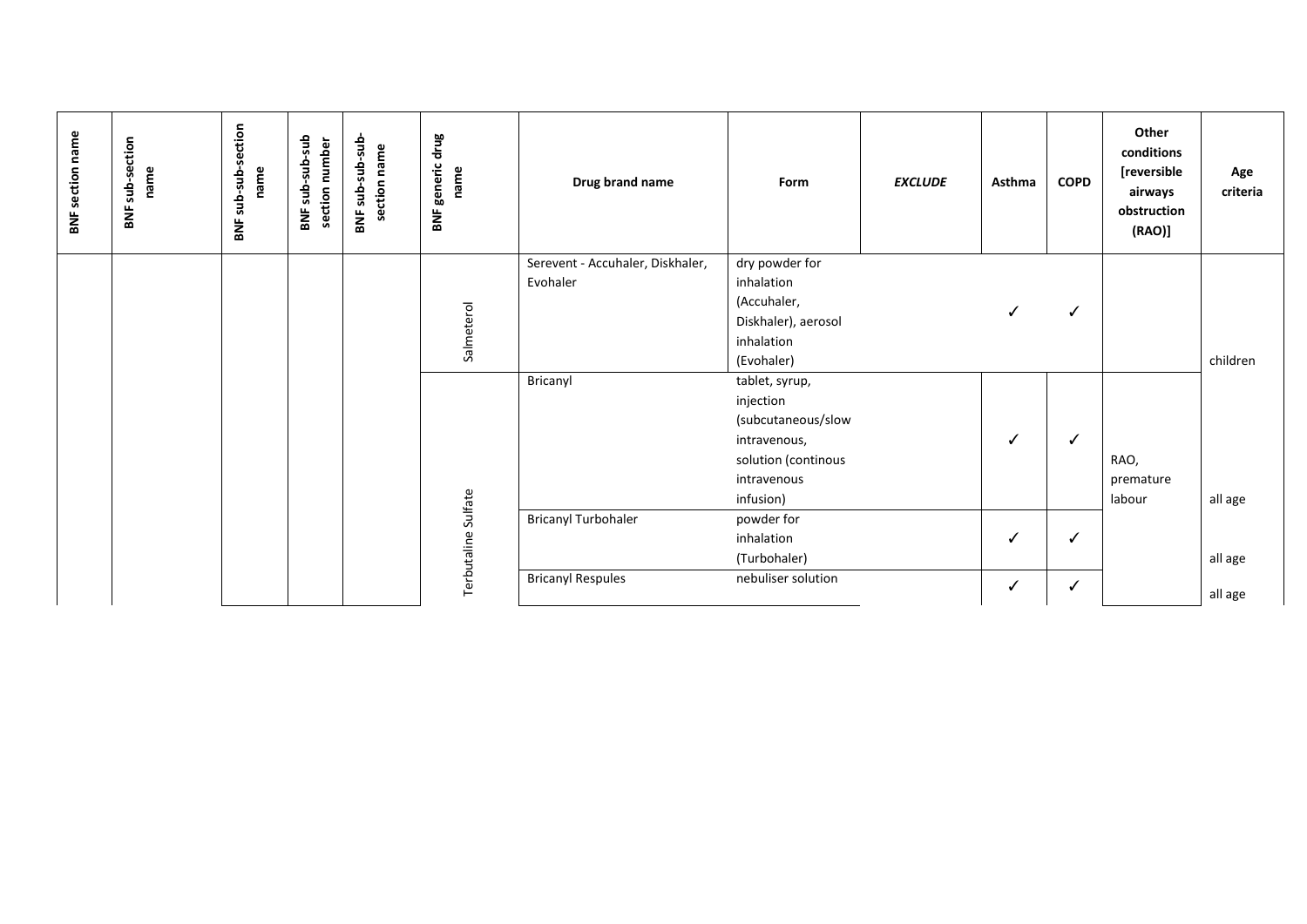| BNF section name | BNF sub-section name | BNF sub-sub-section name | BNF sub-sub-sub section number | BNF sub-sub-sub-section name | BNF generic drug name | Drug brand name | Form | *EXCLUDE* | Asthma | COPD | Other conditions [reversible airways obstruction (RAO)] | Age criteria |
|---|---|---|---|---|---|---|---|---|---|---|---|---|
| | | | | | Salmeterol | Serevent - Accuhaler, Diskhaler, Evohaler | dry powder for inhalation (Accuhaler, Diskhaler), aerosol inhalation (Evohaler) | | ✓ | ✓ | | children |
| | | | | | Terbutaline Sulfate | Bricanyl | tablet, syrup, injection (subcutaneous/slow intravenous, solution (continous intravenous infusion) | | ✓ | ✓ | RAO, premature labour | all age |
| | | | | | | Bricanyl Turbohaler | powder for inhalation (Turbohaler) | | ✓ | ✓ | | all age |
| | | | | | | Bricanyl Respules | nebuliser solution | | ✓ | ✓ | | all age |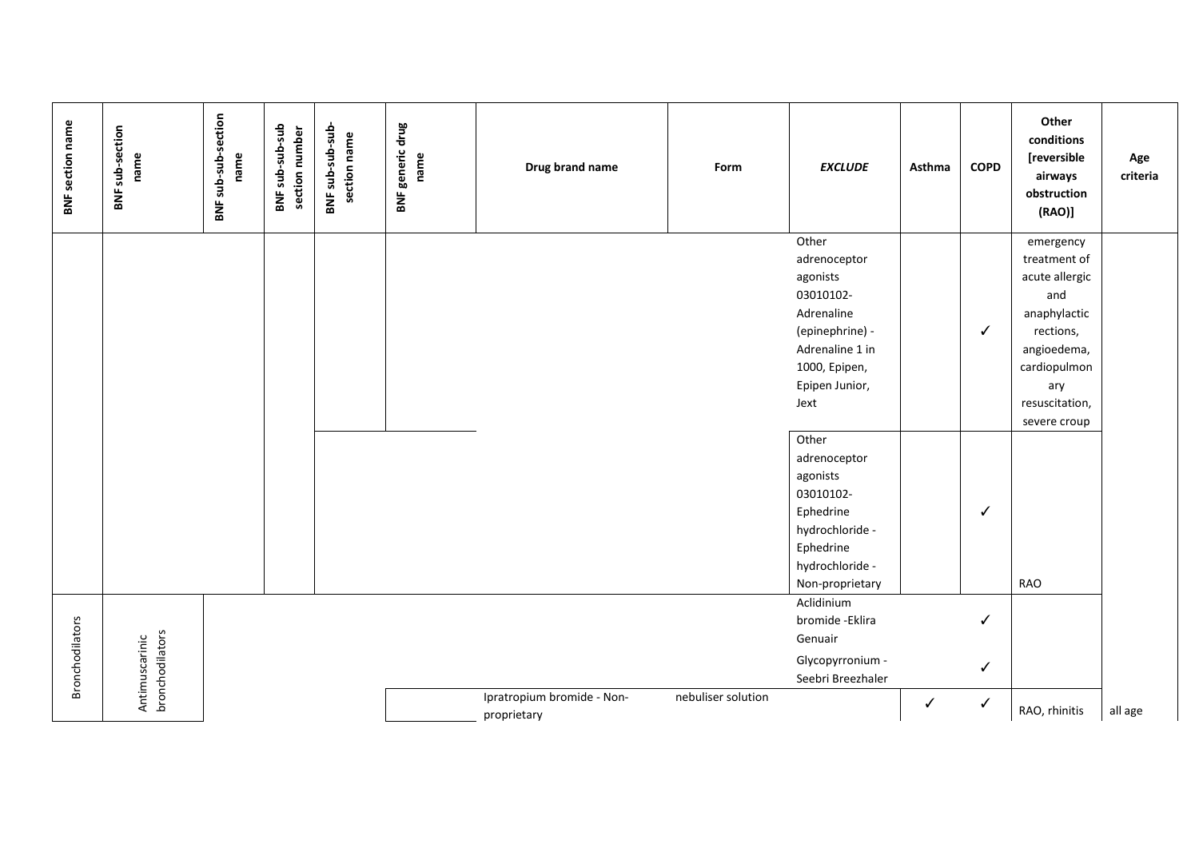| BNF section name | BNF sub-section name | BNF sub-sub-section name | BNF sub-sub-sub section number | BNF sub-sub-sub-section name | BNF generic drug name | Drug brand name | Form | *EXCLUDE* | Asthma | COPD | Other conditions [reversible airways obstruction (RAO)] | Age criteria |
|---|---|---|---|---|---|---|---|---|---|---|---|---|
| | | | | | | | | Other adrenoceptor agonists 03010102- Adrenaline (epinephrine) - Adrenaline 1 in 1000, Epipen, Epipen Junior, Jext | | ✓ | emergency treatment of acute allergic and anaphylactic rections, angioedema, cardiopulmonary resuscitation, severe croup | |
| | | | | | | | | Other adrenoceptor agonists 03010102- Ephedrine hydrochloride - Ephedrine hydrochloride - Non-proprietary | | ✓ | RAO | |
| Bronchodilators | Antimuscarinic bronchodilators | | | | | | | Aclidinium bromide -Eklira Genuair | | ✓ | | |
| | | | | | | | | Glycopyrronium - Seebri Breezhaler | | ✓ | | |
| | | | | | | Ipratropium bromide - Non-proprietary | nebuliser solution | | ✓ | ✓ | RAO, rhinitis | all age |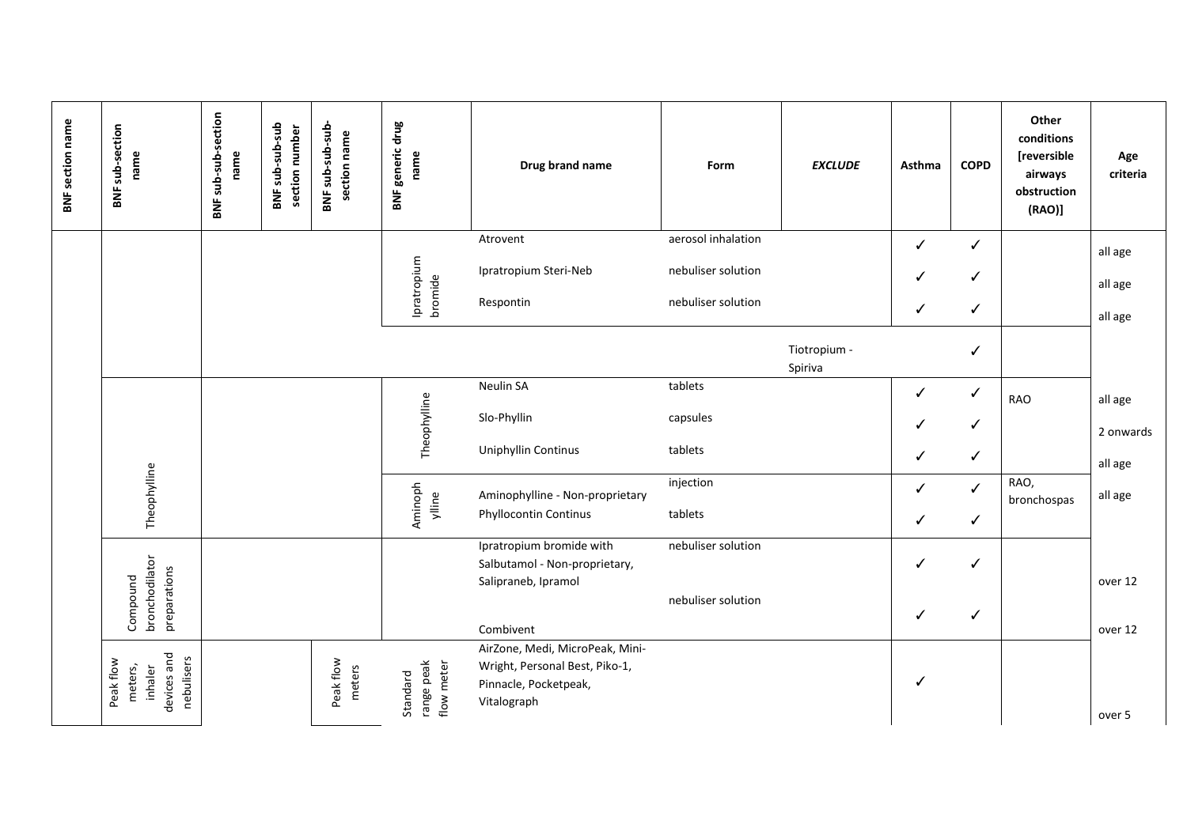| BNF section name | BNF sub-section name | BNF sub-sub-section name | BNF sub-sub-sub section number | BNF sub-sub-sub-section name | BNF generic drug name | Drug brand name | Form | *EXCLUDE* | Asthma | COPD | Other conditions [reversible airways obstruction (RAO)] | Age criteria |
|---|---|---|---|---|---|---|---|---|---|---|---|---|
| | | | | | Ipratropium bromide | Atrovent | aerosol inhalation | | ✓ | ✓ | | all age |
| | | | | | | Ipratropium Steri-Neb | nebuliser solution | | ✓ | ✓ | | all age |
| | | | | | | Respontin | nebuliser solution | | ✓ | ✓ | | all age |
| | | | | | | | | Tiotropium - Spiriva | | ✓ | | |
| | Theophylline | | | | Theophylline | Neulin SA | tablets | | ✓ | ✓ | RAO | all age |
| | | | | | | Slo-Phyllin | capsules | | ✓ | ✓ | | 2 onwards |
| | | | | | | Uniphyllin Continus | tablets | | ✓ | ✓ | | all age |
| | | | | | Aminophylline | Aminophylline - Non-proprietary | injection | | ✓ | ✓ | RAO, bronchospas | all age |
| | | | | | | Phyllocontin Continus | tablets | | ✓ | ✓ | | |
| | Compound bronchodilator preparations | | | | | Ipratropium bromide with Salbutamol - Non-proprietary, Salipraneb, Ipramol | nebuliser solution | | ✓ | ✓ | | over 12 |
| | | | | | | Combivent | nebuliser solution | | ✓ | ✓ | | over 12 |
| | Peak flow meters, inhaler devices and nebulisers | | | Peak flow meters | Standard range peak flow meter | AirZone, Medi, MicroPeak, Mini-Wright, Personal Best, Piko-1, Pinnacle, Pocketpeak, Vitalograph | | | ✓ | | | over 5 |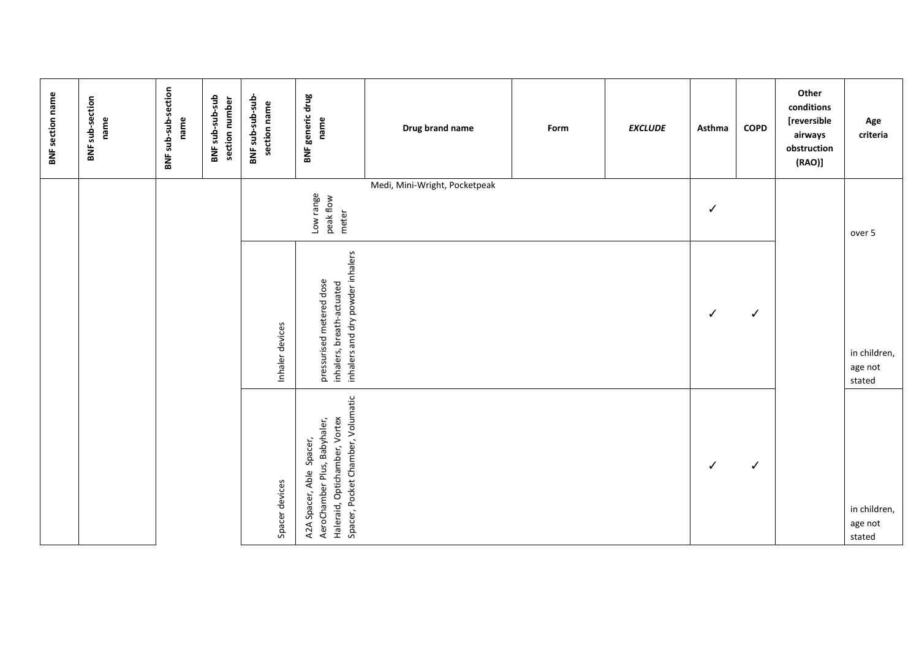| BNF section name | BNF sub-section name | BNF sub-sub-section name | BNF sub-sub-sub section number | BNF sub-sub-sub-section name | BNF generic drug name | Drug brand name | Form | *EXCLUDE* | Asthma | COPD | Other conditions [reversible airways obstruction (RAO)] | Age criteria |
|---|---|---|---|---|---|---|---|---|---|---|---|---|
| | | | | | Low range peak flow meter | Medi, Mini-Wright, Pocketpeak | | | ✓ | | | over 5 |
| | | | | Inhaler devices | pressurised metered dose inhalers, breath-actuated inhalers and dry powder inhalers | | | | ✓ | ✓ | | in children, age not stated |
| | | | | Spacer devices | A2A Spacer, Able Spacer, AeroChamber Plus, Babyhaler, Haleraid, Optichamber, Vortex Spacer, Pocket Chamber, Volumatic | | | | ✓ | ✓ | | in children, age not stated |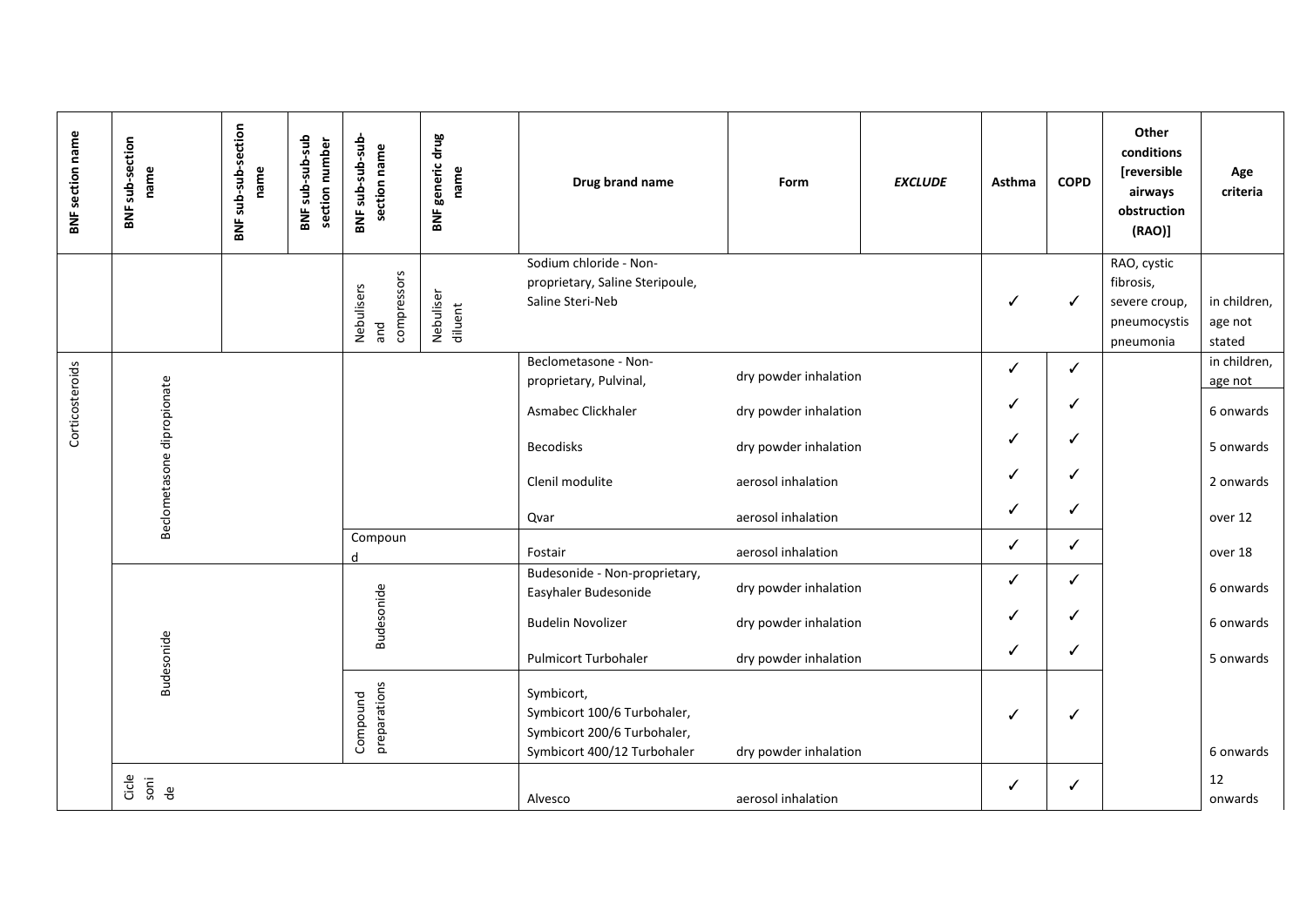| BNF section name | BNF sub-section name | BNF sub-sub-section name | BNF sub-sub-sub section number | BNF sub-sub-sub-section name | BNF generic drug name | Drug brand name | Form | *EXCLUDE* | Asthma | COPD | Other conditions [reversible airways obstruction (RAO)] | Age criteria |
|---|---|---|---|---|---|---|---|---|---|---|---|---|
| | | | | Nebulisers and compressors | Nebuliser diluent | Sodium chloride - Non-proprietary, Saline Steripoule, Saline Steri-Neb | | | ✓ | ✓ | RAO, cystic fibrosis, severe croup, pneumocystis pneumonia | in children, age not stated |
| Corticosteroids | Beclometasone dipropionate | | | | | Beclometasone - Non-proprietary, Pulvinal, | dry powder inhalation | | ✓ | ✓ | | in children, age not |
| | | | | | | Asmabec Clickhaler | dry powder inhalation | | ✓ | ✓ | | 6 onwards |
| | | | | | | Becodisks | dry powder inhalation | | ✓ | ✓ | | 5 onwards |
| | | | | | | Clenil modulite | aerosol inhalation | | ✓ | ✓ | | 2 onwards |
| | | | | | | Qvar | aerosol inhalation | | ✓ | ✓ | | over 12 |
| | | | | Compound | | Fostair | aerosol inhalation | | ✓ | ✓ | | over 18 |
| | Budesonide | | | Budesonide | | Budesonide - Non-proprietary, Easyhaler Budesonide | dry powder inhalation | | ✓ | ✓ | | 6 onwards |
| | | | | | | Budelin Novolizer | dry powder inhalation | | ✓ | ✓ | | 6 onwards |
| | | | | | | Pulmicort Turbohaler | dry powder inhalation | | ✓ | ✓ | | 5 onwards |
| | | | | Compound preparations | | Symbicort, Symbicort 100/6 Turbohaler, Symbicort 200/6 Turbohaler, Symbicort 400/12 Turbohaler | dry powder inhalation | | ✓ | ✓ | | 6 onwards |
| | Ciclesonide | | | | | Alvesco | aerosol inhalation | | ✓ | ✓ | | 12 onwards |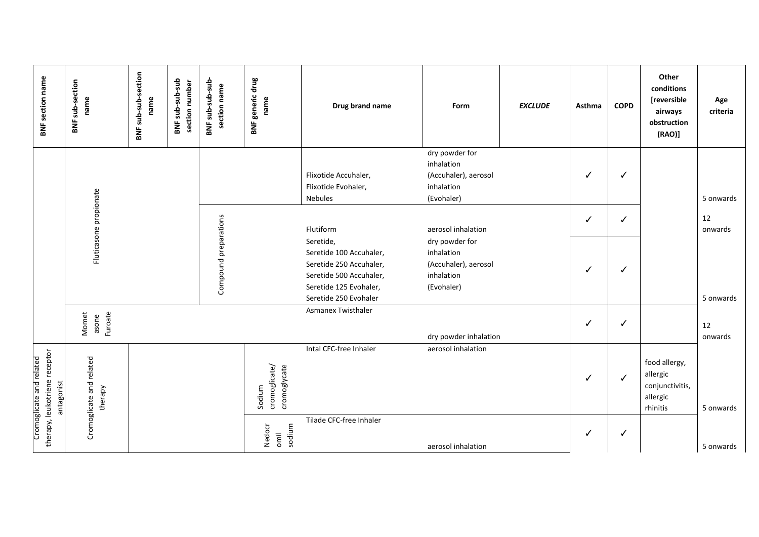| BNF section name | BNF sub-section name | BNF sub-sub-section name | BNF sub-sub-sub section number | BNF sub-sub-sub-section name | BNF generic drug name | Drug brand name | Form | *EXCLUDE* | Asthma | COPD | Other conditions [reversible airways obstruction (RAO)] | Age criteria |
|---|---|---|---|---|---|---|---|---|---|---|---|---|
| | Fluticasone propionate | | | | | Flixotide Accuhaler, Flixotide Evohaler, Nebules | dry powder for inhalation (Accuhaler), aerosol inhalation (Evohaler) | | ✓ | ✓ | | 5 onwards |
| | | | | Compound preparations | | Flutiform | aerosol inhalation | | ✓ | ✓ | | 12 onwards |
| | | | | | | Seretide, Seretide 100 Accuhaler, Seretide 250 Accuhaler, Seretide 500 Accuhaler, Seretide 125 Evohaler, Seretide 250 Evohaler | dry powder for inhalation (Accuhaler), aerosol inhalation (Evohaler) | | ✓ | ✓ | | 5 onwards |
| | Mometasone Furoate | | | | | Asmanex Twisthaler | dry powder inhalation | | ✓ | ✓ | | 12 onwards |
| Cromoglicate and related therapy, leukotriene receptor antagonist | Cromoglicate and related therapy | | | | Sodium cromoglicate/ cromoglycate | Intal CFC-free Inhaler | aerosol inhalation | | ✓ | ✓ | food allergy, allergic conjunctivitis, allergic rhinitis | 5 onwards |
| | | | | | Nedocromil sodium | Tilade CFC-free Inhaler | aerosol inhalation | | ✓ | ✓ | | 5 onwards |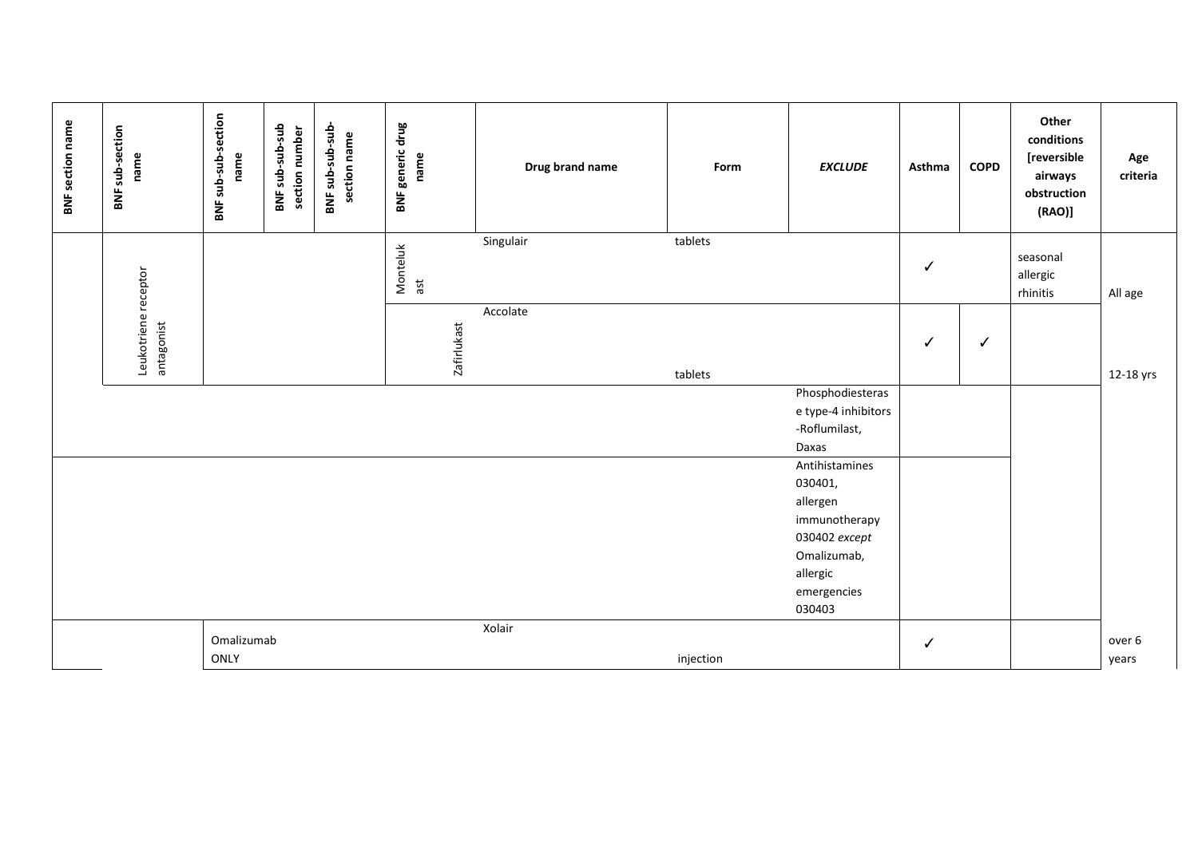| BNF section name | BNF sub-section name | BNF sub-sub-section name | BNF sub-sub-sub section number | BNF sub-sub-sub-section name | BNF generic drug name | Drug brand name | Form | *EXCLUDE* | Asthma | COPD | Other conditions [reversible airways obstruction (RAO)] | Age criteria |
|---|---|---|---|---|---|---|---|---|---|---|---|---|
| | Leukotriene receptor antagonist | | | | Montelukast | Singulair | tablets | | ✓ | | seasonal allergic rhinitis | All age |
| | | | | | Zafirlukast | Accolate | tablets | | ✓ | ✓ | | 12-18 yrs |
| | | | | | | | | Phosphodiesterase type-4 inhibitors -Roflumilast, Daxas | | | | |
| | | | | | | | | Antihistamines 030401, allergen immunotherapy 030402 *except* Omalizumab, allergic emergencies 030403 | | | | |
| | | Omalizumab ONLY | | | | Xolair | injection | | ✓ | | | over 6 years |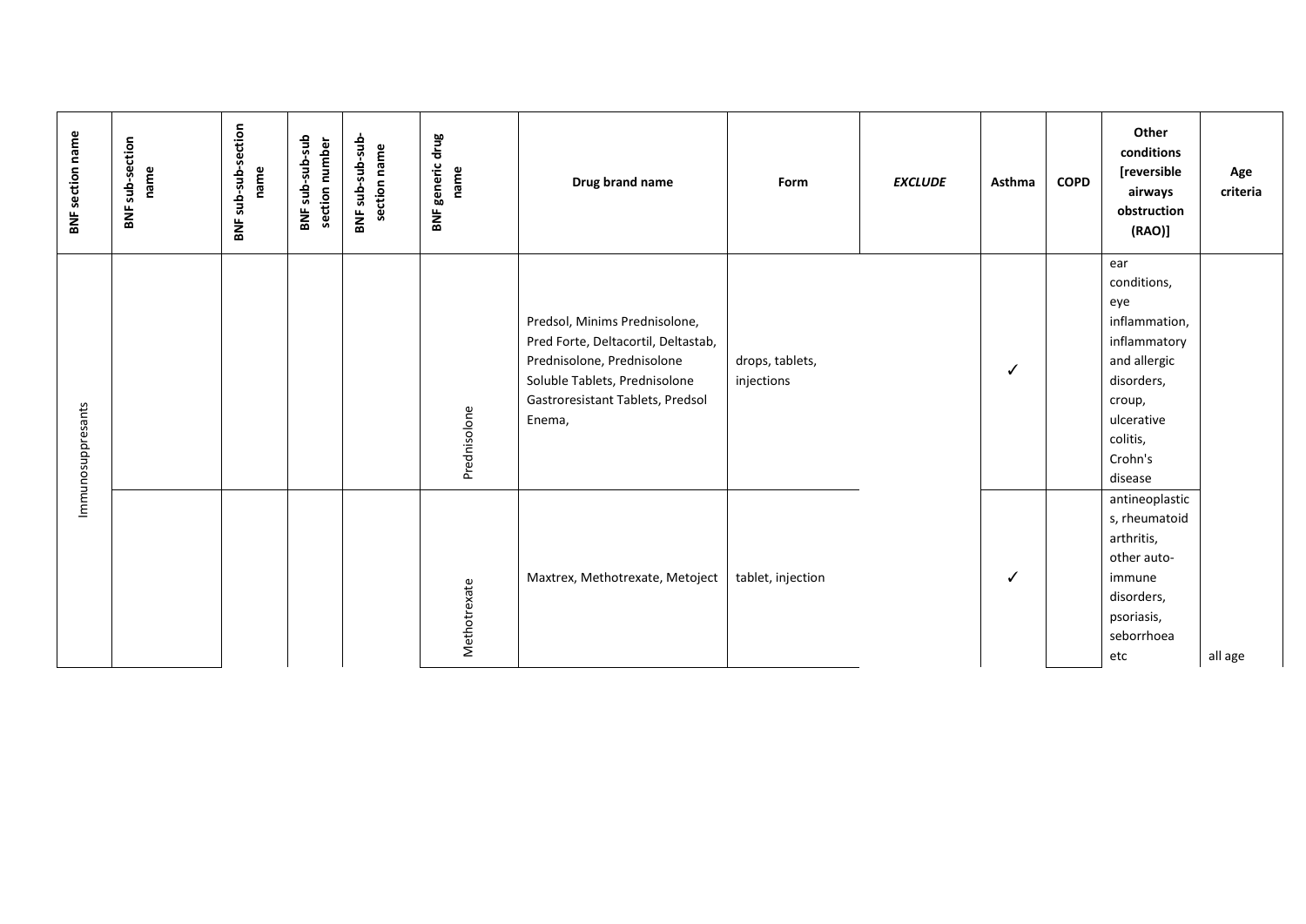| BNF section name | BNF sub-section name | BNF sub-sub-section name | BNF sub-sub-sub section number | BNF sub-sub-sub-section name | BNF generic drug name | Drug brand name | Form | *EXCLUDE* | Asthma | COPD | Other conditions [reversible airways obstruction (RAO)] | Age criteria |
|---|---|---|---|---|---|---|---|---|---|---|---|---|
| Immunosuppresants | | | | | Prednisolone | Predsol, Minims Prednisolone, Pred Forte, Deltacortil, Deltastab, Prednisolone, Prednisolone Soluble Tablets, Prednisolone Gastroresistant Tablets, Predsol Enema, | drops, tablets, injections | | ✓ | | ear conditions, eye inflammation, inflammatory and allergic disorders, croup, ulcerative colitis, Crohn's disease | |
| | | | | | Methotrexate | Maxtrex, Methotrexate, Metoject | tablet, injection | | ✓ | | antineoplastics, rheumatoid arthritis, other auto-immune disorders, psoriasis, seborrhoea etc | all age |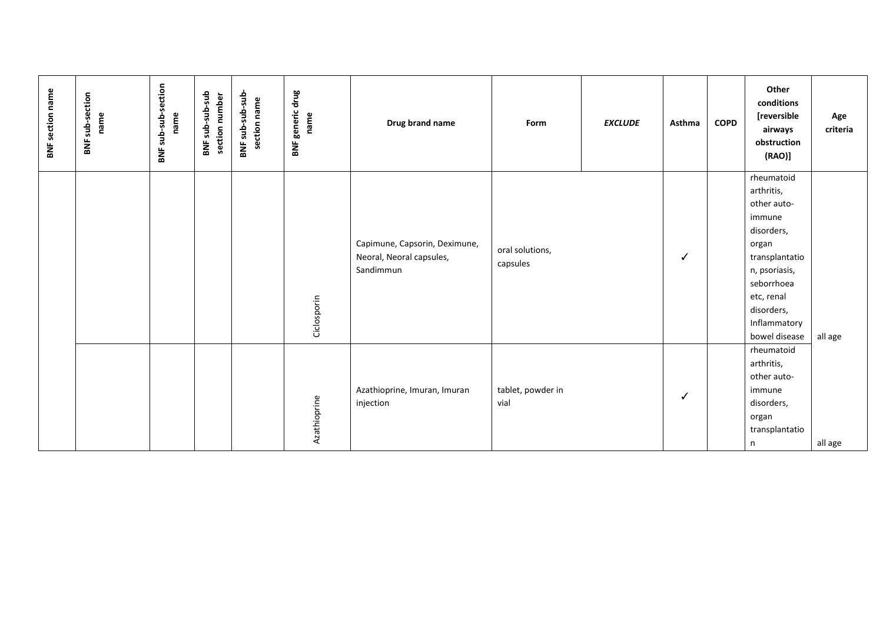| BNF section name | BNF sub-section name | BNF sub-sub-section name | BNF sub-sub-sub section number | BNF sub-sub-sub-section name | BNF generic drug name | Drug brand name | Form | *EXCLUDE* | Asthma | COPD | Other conditions [reversible airways obstruction (RAO)] | Age criteria |
|---|---|---|---|---|---|---|---|---|---|---|---|---|
| | | | | | Ciclosporin | Capimune, Capsorin, Deximune, Neoral, Neoral capsules, Sandimmun | oral solutions, capsules | | ✓ | | rheumatoid arthritis, other auto-immune disorders, organ transplantation, psoriasis, seborrhoea etc, renal disorders, Inflammatory bowel disease | all age |
| | | | | | Azathioprine | Azathioprine, Imuran, Imuran injection | tablet, powder in vial | | ✓ | | rheumatoid arthritis, other auto-immune disorders, organ transplantation | all age |